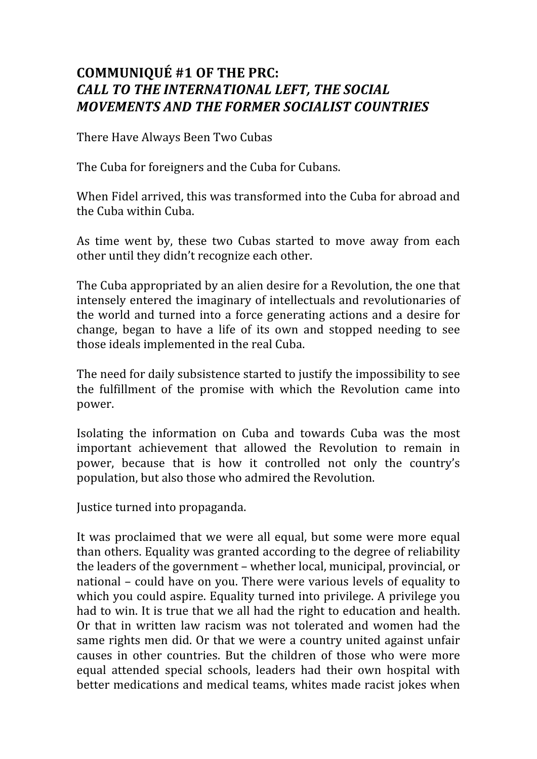# COMMUNIQUÉ #1 OF THE PRC: *CALL TO THE INTERNATIONAL LEFT, THE SOCIAL MOVEMENTS AND THE FORMER SOCIALIST COUNTRIES*

There Have Always Been Two Cubas

The Cuba for foreigners and the Cuba for Cubans.

When Fidel arrived, this was transformed into the Cuba for abroad and the Cuba within Cuba.

As time went by, these two Cubas started to move away from each other until they didn't recognize each other.

The Cuba appropriated by an alien desire for a Revolution, the one that intensely entered the imaginary of intellectuals and revolutionaries of the world and turned into a force generating actions and a desire for change, began to have a life of its own and stopped needing to see those ideals implemented in the real Cuba.

The need for daily subsistence started to justify the impossibility to see the fulfillment of the promise with which the Revolution came into power.

Isolating the information on Cuba and towards Cuba was the most important achievement that allowed the Revolution to remain in power, because that is how it controlled not only the country's population, but also those who admired the Revolution.

Justice turned into propaganda.

It was proclaimed that we were all equal, but some were more equal than others. Equality was granted according to the degree of reliability the leaders of the government – whether local, municipal, provincial, or national – could have on you. There were various levels of equality to which you could aspire. Equality turned into privilege. A privilege you had to win. It is true that we all had the right to education and health. Or that in written law racism was not tolerated and women had the same rights men did. Or that we were a country united against unfair causes in other countries. But the children of those who were more equal attended special schools, leaders had their own hospital with better medications and medical teams, whites made racist jokes when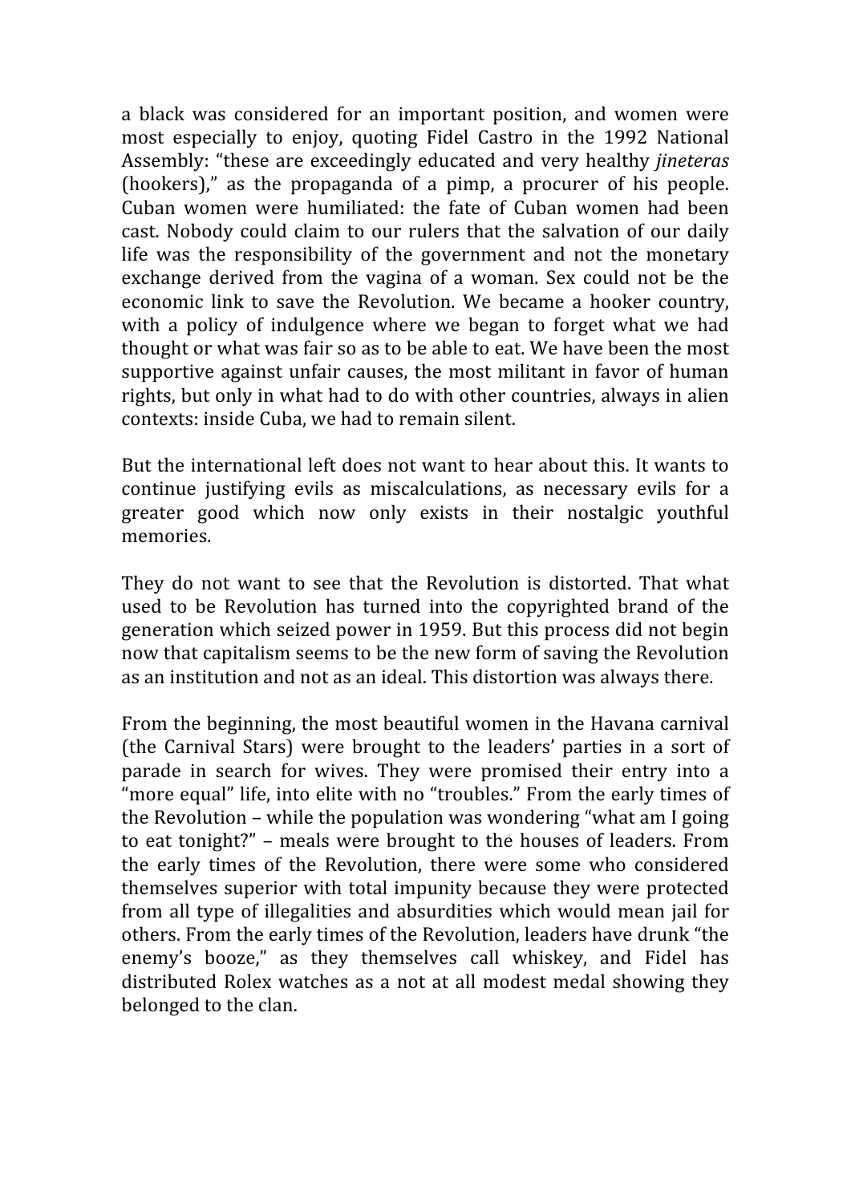a black was considered for an important position, and women were most especially to enjoy, quoting Fidel Castro in the 1992 National Assembly: "these are exceedingly educated and very healthy *jineteras* (hookers)," as the propaganda of a pimp, a procurer of his people. Cuban women were humiliated: the fate of Cuban women had been cast. Nobody could claim to our rulers that the salvation of our daily life was the responsibility of the government and not the monetary exchange derived from the vagina of a woman. Sex could not be the economic link to save the Revolution. We became a hooker country, with a policy of indulgence where we began to forget what we had thought or what was fair so as to be able to eat. We have been the most supportive against unfair causes, the most militant in favor of human rights, but only in what had to do with other countries, always in alien contexts: inside Cuba, we had to remain silent.

But the international left does not want to hear about this. It wants to continue justifying evils as miscalculations, as necessary evils for a greater good which now only exists in their nostalgic youthful memories.

They do not want to see that the Revolution is distorted. That what used to be Revolution has turned into the copyrighted brand of the generation which seized power in 1959. But this process did not begin now that capitalism seems to be the new form of saving the Revolution as an institution and not as an ideal. This distortion was always there.

From the beginning, the most beautiful women in the Havana carnival (the Carnival Stars) were brought to the leaders' parties in a sort of parade in search for wives. They were promised their entry into a "more equal" life, into elite with no "troubles." From the early times of the Revolution – while the population was wondering "what am I going to eat tonight?" – meals were brought to the houses of leaders. From the early times of the Revolution, there were some who considered themselves superior with total impunity because they were protected from all type of illegalities and absurdities which would mean jail for others. From the early times of the Revolution, leaders have drunk "the enemy's booze," as they themselves call whiskey, and Fidel has distributed Rolex watches as a not at all modest medal showing they belonged to the clan.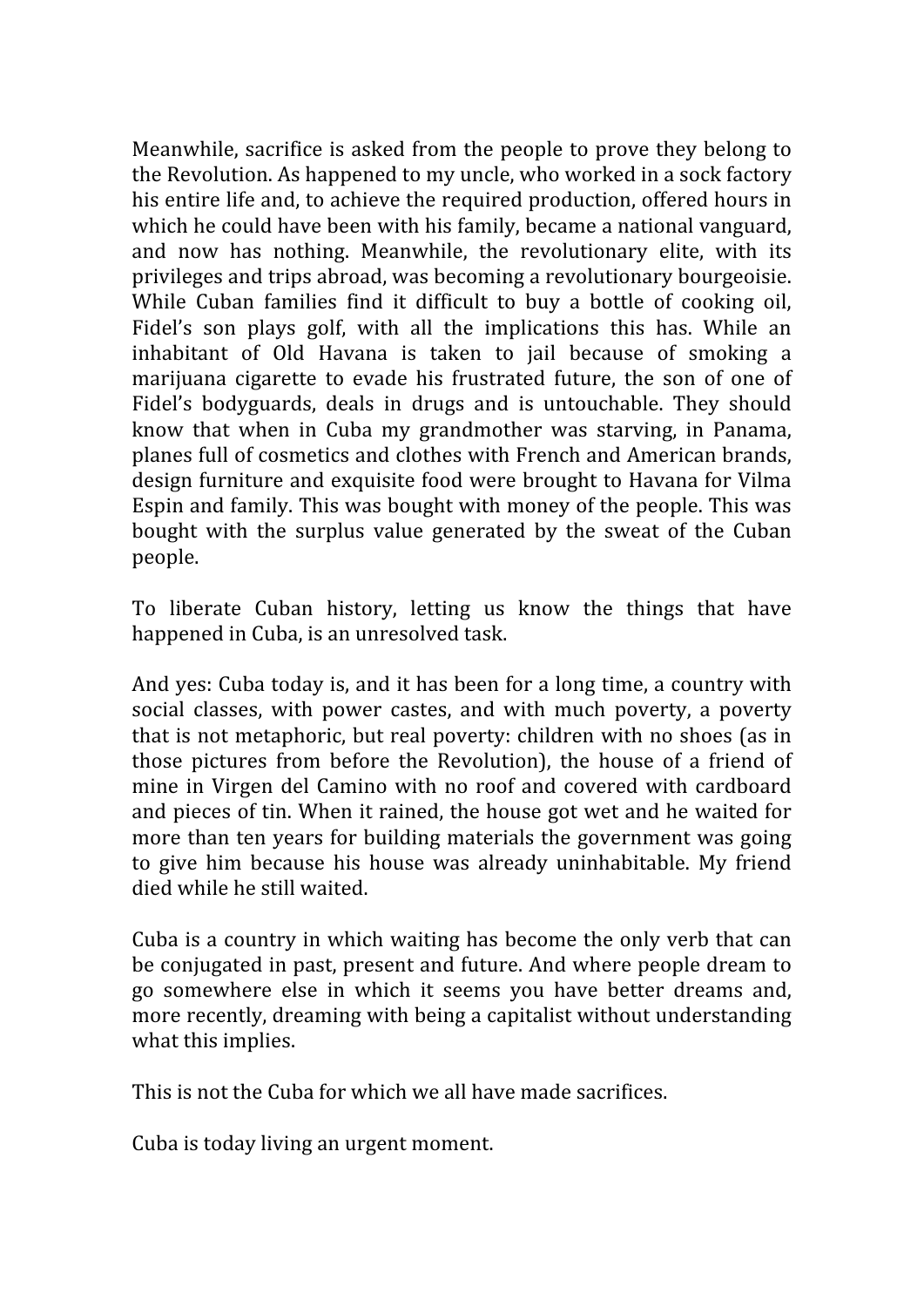Meanwhile, sacrifice is asked from the people to prove they belong to the Revolution. As happened to my uncle, who worked in a sock factory his entire life and, to achieve the required production, offered hours in which he could have been with his family, became a national vanguard, and now has nothing. Meanwhile, the revolutionary elite, with its privileges and trips abroad, was becoming a revolutionary bourgeoisie. While Cuban families find it difficult to buy a bottle of cooking oil, Fidel's son plays golf, with all the implications this has. While an inhabitant of Old Havana is taken to jail because of smoking a marijuana cigarette to evade his frustrated future, the son of one of Fidel's bodyguards, deals in drugs and is untouchable. They should know that when in Cuba my grandmother was starving, in Panama, planes full of cosmetics and clothes with French and American brands, design furniture and exquisite food were brought to Havana for Vilma Espin and family. This was bought with money of the people. This was bought with the surplus value generated by the sweat of the Cuban people.

To liberate Cuban history, letting us know the things that have happened in Cuba, is an unresolved task.

And yes: Cuba today is, and it has been for a long time, a country with social classes, with power castes, and with much poverty, a poverty that is not metaphoric, but real poverty: children with no shoes (as in those pictures from before the Revolution), the house of a friend of mine in Virgen del Camino with no roof and covered with cardboard and pieces of tin. When it rained, the house got wet and he waited for more than ten years for building materials the government was going to give him because his house was already uninhabitable. My friend died while he still waited.

Cuba is a country in which waiting has become the only verb that can be conjugated in past, present and future. And where people dream to go somewhere else in which it seems you have better dreams and, more recently, dreaming with being a capitalist without understanding what this implies.

This is not the Cuba for which we all have made sacrifices.

Cuba is today living an urgent moment.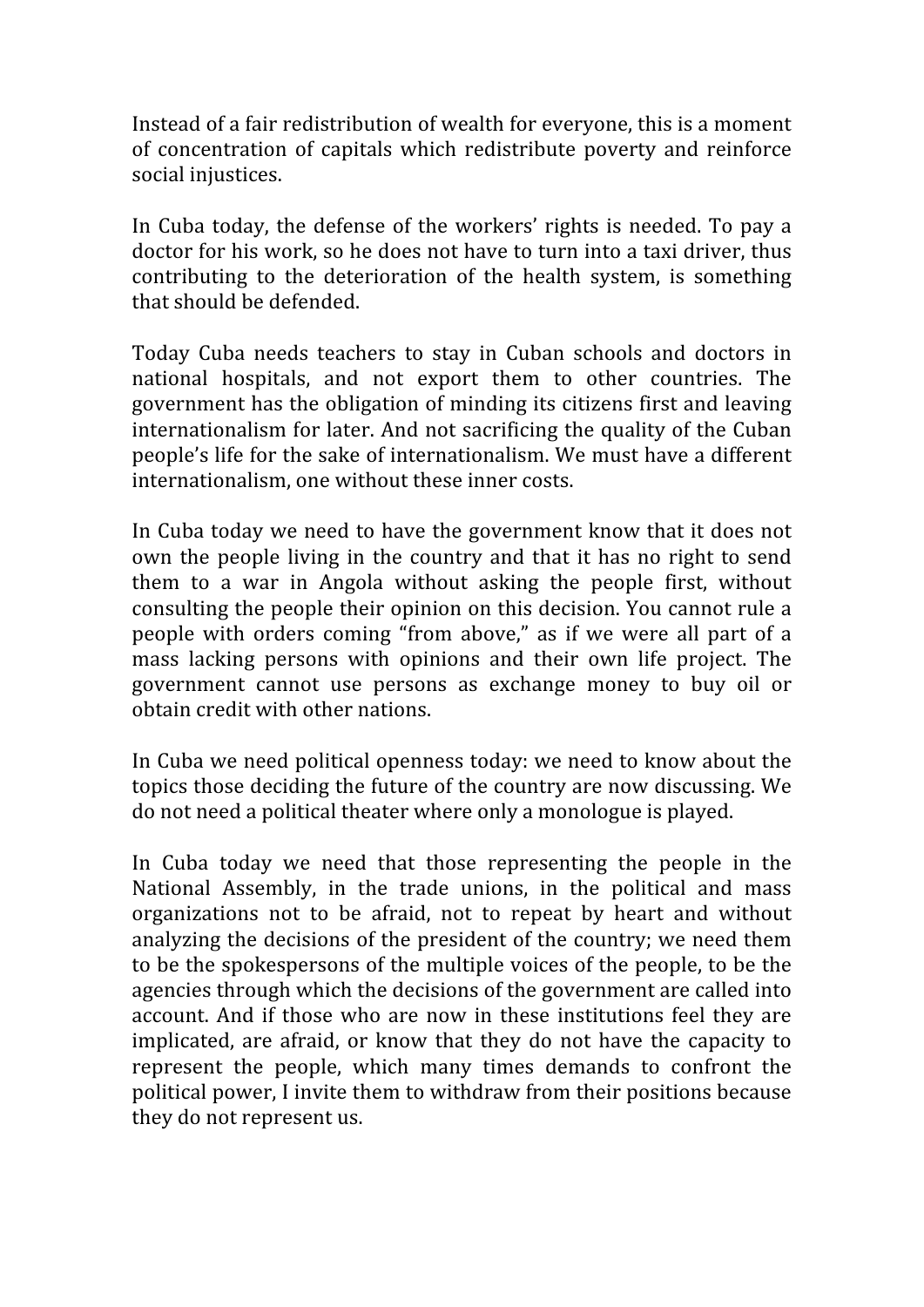Instead of a fair redistribution of wealth for everyone, this is a moment of concentration of capitals which redistribute poverty and reinforce social injustices.

In Cuba today, the defense of the workers' rights is needed. To pay a doctor for his work, so he does not have to turn into a taxi driver, thus contributing to the deterioration of the health system, is something that should be defended.

Today Cuba needs teachers to stay in Cuban schools and doctors in national hospitals, and not export them to other countries. The government has the obligation of minding its citizens first and leaving internationalism for later. And not sacrificing the quality of the Cuban people's life for the sake of internationalism. We must have a different internationalism, one without these inner costs.

In Cuba today we need to have the government know that it does not own the people living in the country and that it has no right to send them to a war in Angola without asking the people first, without consulting the people their opinion on this decision. You cannot rule a people with orders coming "from above," as if we were all part of a mass lacking persons with opinions and their own life project. The government cannot use persons as exchange money to buy oil or obtain credit with other nations.

In Cuba we need political openness today: we need to know about the topics those deciding the future of the country are now discussing. We do not need a political theater where only a monologue is played.

In Cuba today we need that those representing the people in the National Assembly, in the trade unions, in the political and mass organizations not to be afraid, not to repeat by heart and without analyzing the decisions of the president of the country; we need them to be the spokespersons of the multiple voices of the people, to be the agencies through which the decisions of the government are called into account. And if those who are now in these institutions feel they are implicated, are afraid, or know that they do not have the capacity to represent the people, which many times demands to confront the political power, I invite them to withdraw from their positions because they do not represent us.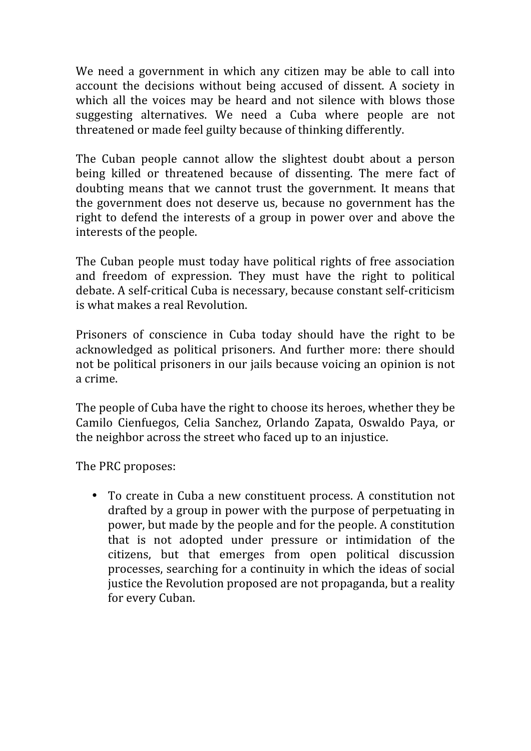We need a government in which any citizen may be able to call into account the decisions without being accused of dissent. A society in which all the voices may be heard and not silence with blows those suggesting alternatives. We need a Cuba where people are not threatened or made feel guilty because of thinking differently.

The Cuban people cannot allow the slightest doubt about a person being killed or threatened because of dissenting. The mere fact of doubting means that we cannot trust the government. It means that the government does not deserve us, because no government has the right to defend the interests of a group in power over and above the interests of the people.

The Cuban people must today have political rights of free association and freedom of expression. They must have the right to political debate. A self-critical Cuba is necessary, because constant self-criticism is what makes a real Revolution.

Prisoners of conscience in Cuba today should have the right to be acknowledged as political prisoners. And further more: there should not be political prisoners in our jails because voicing an opinion is not a crime.

The people of Cuba have the right to choose its heroes, whether they be Camilo Cienfuegos, Celia Sanchez, Orlando Zapata, Oswaldo Paya, or the neighbor across the street who faced up to an injustice.

The PRC proposes:

- To create in Cuba a new constituent process. A constitution not drafted by a group in power with the purpose of perpetuating in power, but made by the people and for the people. A constitution that is not adopted under pressure or intimidation of the citizens, but that emerges from open political discussion processes, searching for a continuity in which the ideas of social justice the Revolution proposed are not propaganda, but a reality for every Cuban.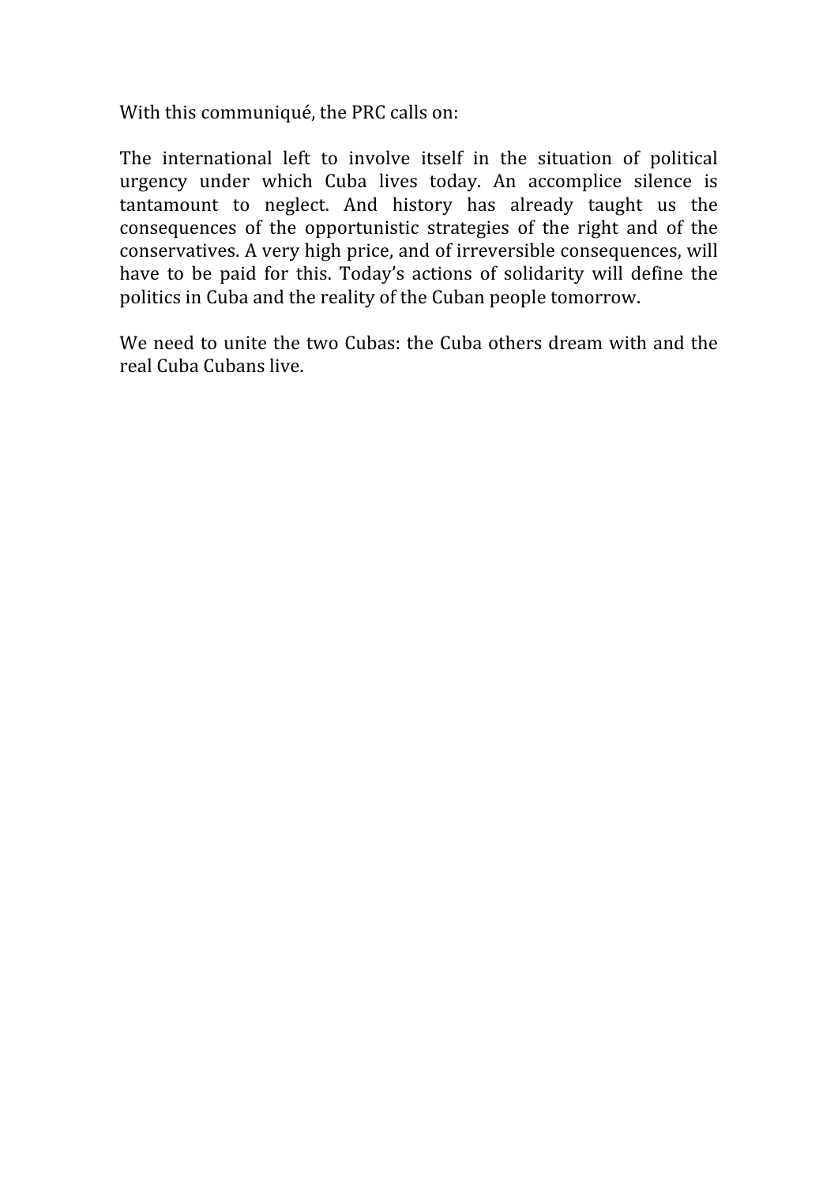With this communiqué, the PRC calls on:

The international left to involve itself in the situation of political urgency under which Cuba lives today. An accomplice silence is tantamount to neglect. And history has already taught us the consequences of the opportunistic strategies of the right and of the conservatives. A very high price, and of irreversible consequences, will have to be paid for this. Today's actions of solidarity will define the politics in Cuba and the reality of the Cuban people tomorrow.

We need to unite the two Cubas: the Cuba others dream with and the real Cuba Cubans live.